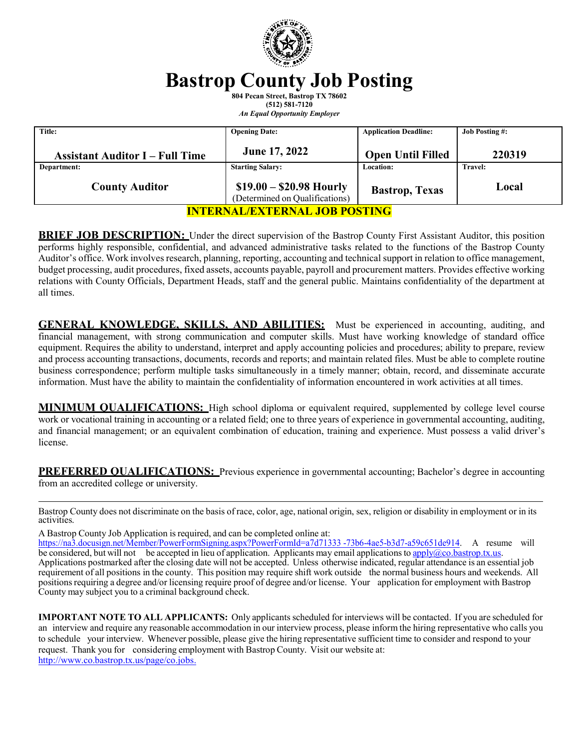# Bastrop County Job Posting

**804 Pecan Street, Bastrop TX 78602**
**(512) 581-7120**
*An Equal Opportunity Employer*

| Title: | Opening Date: | Application Deadline: | Job Posting #: |
|---|---|---|---|
| **Assistant Auditor I – Full Time** | **June 17, 2022** | **Open Until Filled** | **220319** |
| **Department:** | **Starting Salary:** | **Location:** | **Travel:** |
| **County Auditor** | **$19.00 – $20.98 Hourly** (Determined on Qualifications) | **Bastrop, Texas** | **Local** |

**INTERNAL/EXTERNAL JOB POSTING**

**BRIEF JOB DESCRIPTION:** Under the direct supervision of the Bastrop County First Assistant Auditor, this position performs highly responsible, confidential, and advanced administrative tasks related to the functions of the Bastrop County Auditor's office. Work involves research, planning, reporting, accounting and technical support in relation to office management, budget processing, audit procedures, fixed assets, accounts payable, payroll and procurement matters. Provides effective working relations with County Officials, Department Heads, staff and the general public. Maintains confidentiality of the department at all times.

**GENERAL KNOWLEDGE, SKILLS, AND ABILITIES:** Must be experienced in accounting, auditing, and financial management, with strong communication and computer skills. Must have working knowledge of standard office equipment. Requires the ability to understand, interpret and apply accounting policies and procedures; ability to prepare, review and process accounting transactions, documents, records and reports; and maintain related files. Must be able to complete routine business correspondence; perform multiple tasks simultaneously in a timely manner; obtain, record, and disseminate accurate information. Must have the ability to maintain the confidentiality of information encountered in work activities at all times.

**MINIMUM QUALIFICATIONS:** High school diploma or equivalent required, supplemented by college level course work or vocational training in accounting or a related field; one to three years of experience in governmental accounting, auditing, and financial management; or an equivalent combination of education, training and experience. Must possess a valid driver's license.

**PREFERRED QUALIFICATIONS:** Previous experience in governmental accounting; Bachelor's degree in accounting from an accredited college or university.

---

Bastrop County does not discriminate on the basis of race, color, age, national origin, sex, religion or disability in employment or in its activities.

A Bastrop County Job Application is required, and can be completed online at: https://na3.docusign.net/Member/PowerFormSigning.aspx?PowerFormId=a7d71333-73b6-4ae5-b3d7-a59c651de914. A resume will be considered, but will not be accepted in lieu of application. Applicants may email applications to apply@co.bastrop.tx.us. Applications postmarked after the closing date will not be accepted. Unless otherwise indicated, regular attendance is an essential job requirement of all positions in the county. This position may require shift work outside the normal business hours and weekends. All positions requiring a degree and/or licensing require proof of degree and/or license. Your application for employment with Bastrop County may subject you to a criminal background check.

**IMPORTANT NOTE TO ALL APPLICANTS:** Only applicants scheduled for interviews will be contacted. If you are scheduled for an interview and require any reasonable accommodation in our interview process, please inform the hiring representative who calls you to schedule your interview. Whenever possible, please give the hiring representative sufficient time to consider and respond to your request. Thank you for considering employment with Bastrop County. Visit our website at: http://www.co.bastrop.tx.us/page/co.jobs.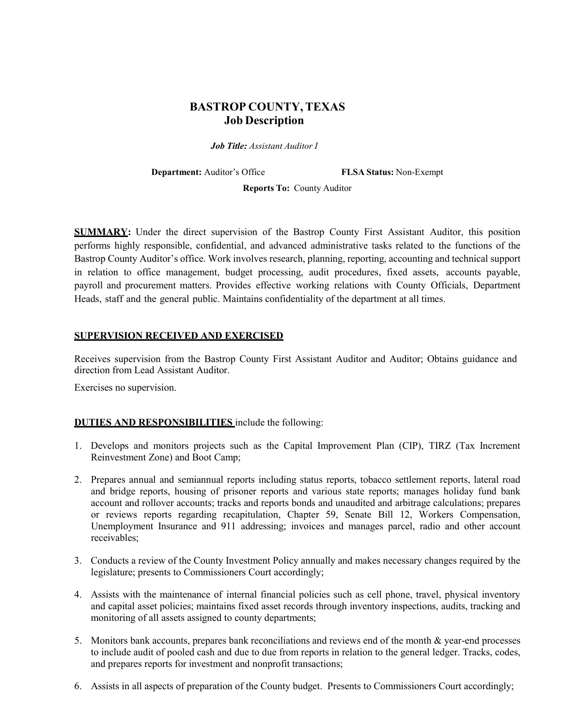# BASTROP COUNTY, TEXAS
## Job Description

***Job Title:*** *Assistant Auditor I*

**Department:** Auditor's Office **FLSA Status:** Non-Exempt

**Reports To:** County Auditor

**SUMMARY:** Under the direct supervision of the Bastrop County First Assistant Auditor, this position performs highly responsible, confidential, and advanced administrative tasks related to the functions of the Bastrop County Auditor's office. Work involves research, planning, reporting, accounting and technical support in relation to office management, budget processing, audit procedures, fixed assets, accounts payable, payroll and procurement matters. Provides effective working relations with County Officials, Department Heads, staff and the general public. Maintains confidentiality of the department at all times.

**SUPERVISION RECEIVED AND EXERCISED**

Receives supervision from the Bastrop County First Assistant Auditor and Auditor; Obtains guidance and direction from Lead Assistant Auditor.

Exercises no supervision.

**DUTIES AND RESPONSIBILITIES** include the following:

1. Develops and monitors projects such as the Capital Improvement Plan (CIP), TIRZ (Tax Increment Reinvestment Zone) and Boot Camp;
2. Prepares annual and semiannual reports including status reports, tobacco settlement reports, lateral road and bridge reports, housing of prisoner reports and various state reports; manages holiday fund bank account and rollover accounts; tracks and reports bonds and unaudited and arbitrage calculations; prepares or reviews reports regarding recapitulation, Chapter 59, Senate Bill 12, Workers Compensation, Unemployment Insurance and 911 addressing; invoices and manages parcel, radio and other account receivables;
3. Conducts a review of the County Investment Policy annually and makes necessary changes required by the legislature; presents to Commissioners Court accordingly;
4. Assists with the maintenance of internal financial policies such as cell phone, travel, physical inventory and capital asset policies; maintains fixed asset records through inventory inspections, audits, tracking and monitoring of all assets assigned to county departments;
5. Monitors bank accounts, prepares bank reconciliations and reviews end of the month & year-end processes to include audit of pooled cash and due to due from reports in relation to the general ledger. Tracks, codes, and prepares reports for investment and nonprofit transactions;
6. Assists in all aspects of preparation of the County budget. Presents to Commissioners Court accordingly;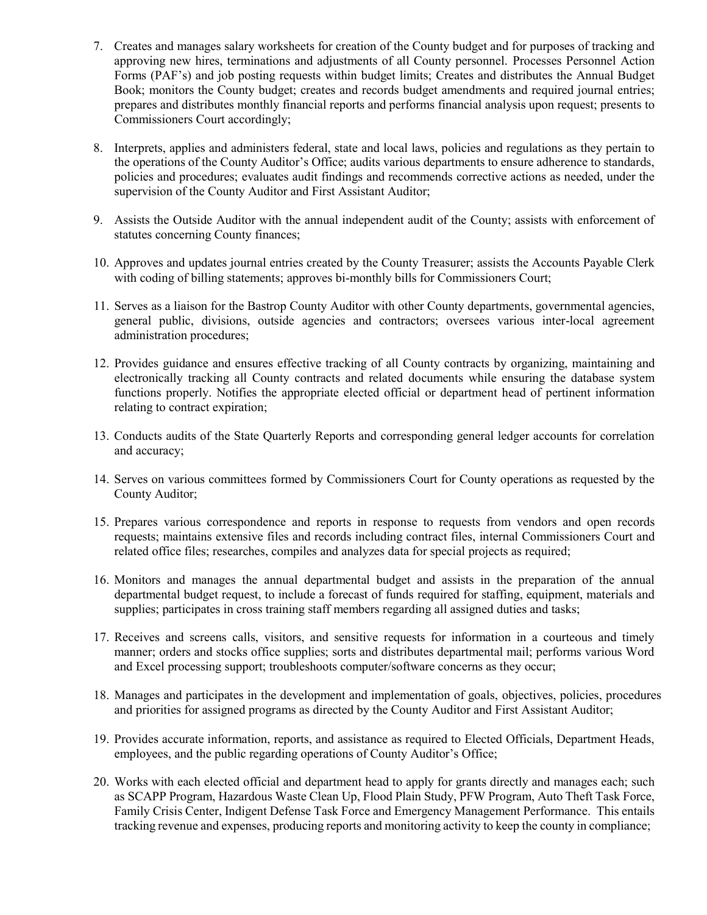7. Creates and manages salary worksheets for creation of the County budget and for purposes of tracking and approving new hires, terminations and adjustments of all County personnel. Processes Personnel Action Forms (PAF's) and job posting requests within budget limits; Creates and distributes the Annual Budget Book; monitors the County budget; creates and records budget amendments and required journal entries; prepares and distributes monthly financial reports and performs financial analysis upon request; presents to Commissioners Court accordingly;

8. Interprets, applies and administers federal, state and local laws, policies and regulations as they pertain to the operations of the County Auditor's Office; audits various departments to ensure adherence to standards, policies and procedures; evaluates audit findings and recommends corrective actions as needed, under the supervision of the County Auditor and First Assistant Auditor;

9. Assists the Outside Auditor with the annual independent audit of the County; assists with enforcement of statutes concerning County finances;

10. Approves and updates journal entries created by the County Treasurer; assists the Accounts Payable Clerk with coding of billing statements; approves bi-monthly bills for Commissioners Court;

11. Serves as a liaison for the Bastrop County Auditor with other County departments, governmental agencies, general public, divisions, outside agencies and contractors; oversees various inter-local agreement administration procedures;

12. Provides guidance and ensures effective tracking of all County contracts by organizing, maintaining and electronically tracking all County contracts and related documents while ensuring the database system functions properly. Notifies the appropriate elected official or department head of pertinent information relating to contract expiration;

13. Conducts audits of the State Quarterly Reports and corresponding general ledger accounts for correlation and accuracy;

14. Serves on various committees formed by Commissioners Court for County operations as requested by the County Auditor;

15. Prepares various correspondence and reports in response to requests from vendors and open records requests; maintains extensive files and records including contract files, internal Commissioners Court and related office files; researches, compiles and analyzes data for special projects as required;

16. Monitors and manages the annual departmental budget and assists in the preparation of the annual departmental budget request, to include a forecast of funds required for staffing, equipment, materials and supplies; participates in cross training staff members regarding all assigned duties and tasks;

17. Receives and screens calls, visitors, and sensitive requests for information in a courteous and timely manner; orders and stocks office supplies; sorts and distributes departmental mail; performs various Word and Excel processing support; troubleshoots computer/software concerns as they occur;

18. Manages and participates in the development and implementation of goals, objectives, policies, procedures and priorities for assigned programs as directed by the County Auditor and First Assistant Auditor;

19. Provides accurate information, reports, and assistance as required to Elected Officials, Department Heads, employees, and the public regarding operations of County Auditor's Office;

20. Works with each elected official and department head to apply for grants directly and manages each; such as SCAPP Program, Hazardous Waste Clean Up, Flood Plain Study, PFW Program, Auto Theft Task Force, Family Crisis Center, Indigent Defense Task Force and Emergency Management Performance. This entails tracking revenue and expenses, producing reports and monitoring activity to keep the county in compliance;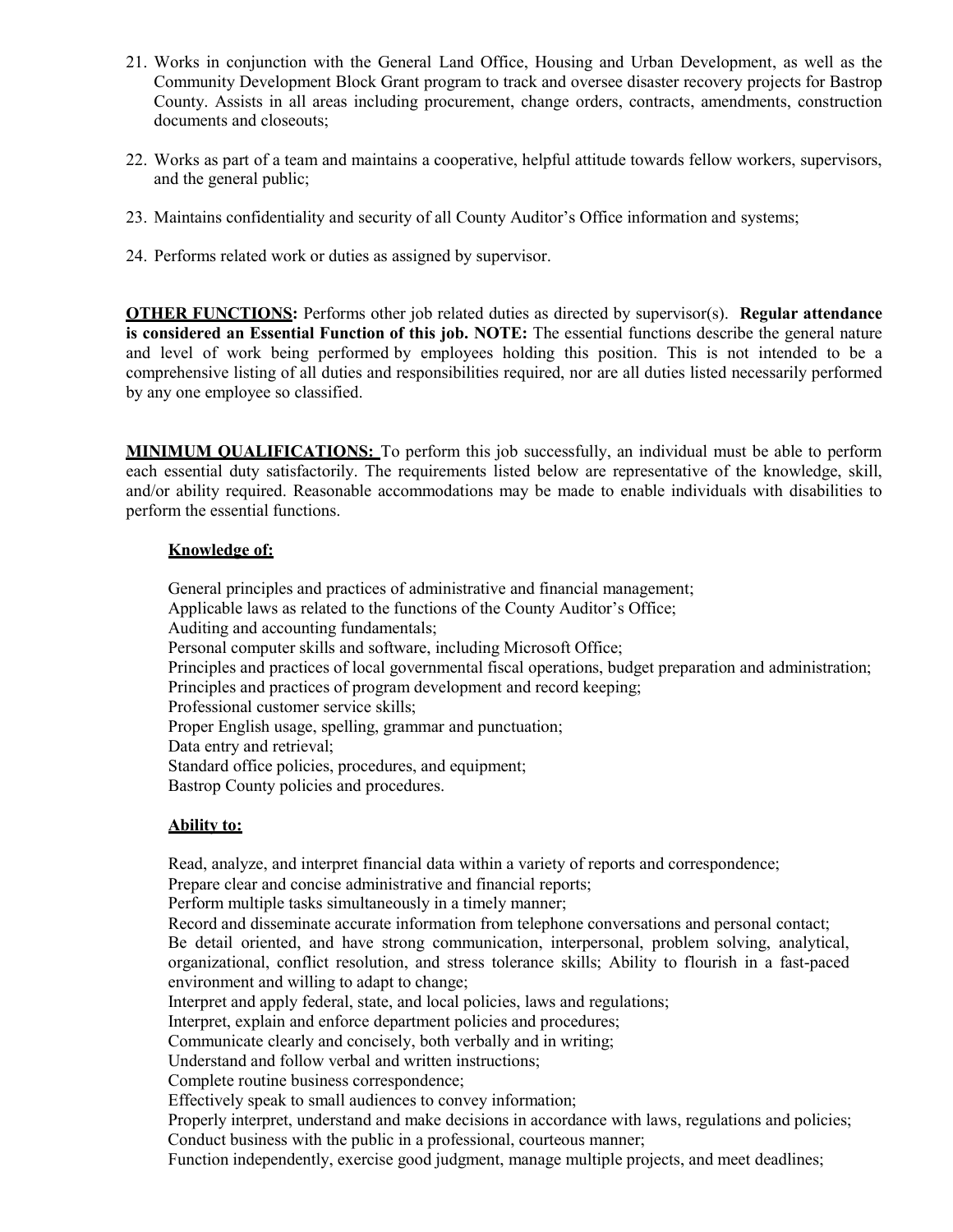21. Works in conjunction with the General Land Office, Housing and Urban Development, as well as the Community Development Block Grant program to track and oversee disaster recovery projects for Bastrop County. Assists in all areas including procurement, change orders, contracts, amendments, construction documents and closeouts;

22. Works as part of a team and maintains a cooperative, helpful attitude towards fellow workers, supervisors, and the general public;

23. Maintains confidentiality and security of all County Auditor's Office information and systems;

24. Performs related work or duties as assigned by supervisor.

**OTHER FUNCTIONS:** Performs other job related duties as directed by supervisor(s). **Regular attendance is considered an Essential Function of this job. NOTE:** The essential functions describe the general nature and level of work being performed by employees holding this position. This is not intended to be a comprehensive listing of all duties and responsibilities required, nor are all duties listed necessarily performed by any one employee so classified.

**MINIMUM QUALIFICATIONS:** To perform this job successfully, an individual must be able to perform each essential duty satisfactorily. The requirements listed below are representative of the knowledge, skill, and/or ability required. Reasonable accommodations may be made to enable individuals with disabilities to perform the essential functions.

**Knowledge of:**

General principles and practices of administrative and financial management;
Applicable laws as related to the functions of the County Auditor's Office;
Auditing and accounting fundamentals;
Personal computer skills and software, including Microsoft Office;
Principles and practices of local governmental fiscal operations, budget preparation and administration;
Principles and practices of program development and record keeping;
Professional customer service skills;
Proper English usage, spelling, grammar and punctuation;
Data entry and retrieval;
Standard office policies, procedures, and equipment;
Bastrop County policies and procedures.

**Ability to:**

Read, analyze, and interpret financial data within a variety of reports and correspondence;
Prepare clear and concise administrative and financial reports;
Perform multiple tasks simultaneously in a timely manner;
Record and disseminate accurate information from telephone conversations and personal contact;
Be detail oriented, and have strong communication, interpersonal, problem solving, analytical, organizational, conflict resolution, and stress tolerance skills; Ability to flourish in a fast-paced environment and willing to adapt to change;
Interpret and apply federal, state, and local policies, laws and regulations;
Interpret, explain and enforce department policies and procedures;
Communicate clearly and concisely, both verbally and in writing;
Understand and follow verbal and written instructions;
Complete routine business correspondence;
Effectively speak to small audiences to convey information;
Properly interpret, understand and make decisions in accordance with laws, regulations and policies;
Conduct business with the public in a professional, courteous manner;
Function independently, exercise good judgment, manage multiple projects, and meet deadlines;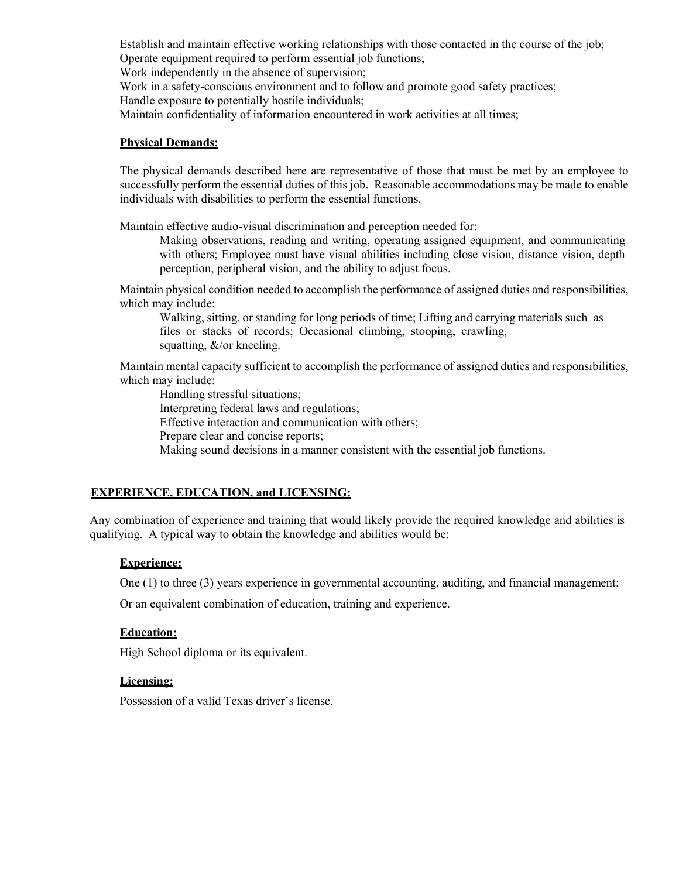Establish and maintain effective working relationships with those contacted in the course of the job;
Operate equipment required to perform essential job functions;
Work independently in the absence of supervision;
Work in a safety-conscious environment and to follow and promote good safety practices;
Handle exposure to potentially hostile individuals;
Maintain confidentiality of information encountered in work activities at all times;

**Physical Demands:**

The physical demands described here are representative of those that must be met by an employee to successfully perform the essential duties of this job. Reasonable accommodations may be made to enable individuals with disabilities to perform the essential functions.

Maintain effective audio-visual discrimination and perception needed for:

> Making observations, reading and writing, operating assigned equipment, and communicating with others; Employee must have visual abilities including close vision, distance vision, depth perception, peripheral vision, and the ability to adjust focus.

Maintain physical condition needed to accomplish the performance of assigned duties and responsibilities, which may include:

> Walking, sitting, or standing for long periods of time; Lifting and carrying materials such as files or stacks of records; Occasional climbing, stooping, crawling, squatting, &/or kneeling.

Maintain mental capacity sufficient to accomplish the performance of assigned duties and responsibilities, which may include:

> Handling stressful situations;
> Interpreting federal laws and regulations;
> Effective interaction and communication with others;
> Prepare clear and concise reports;
> Making sound decisions in a manner consistent with the essential job functions.

## EXPERIENCE, EDUCATION, and LICENSING:

Any combination of experience and training that would likely provide the required knowledge and abilities is qualifying. A typical way to obtain the knowledge and abilities would be:

**Experience:**

One (1) to three (3) years experience in governmental accounting, auditing, and financial management;

Or an equivalent combination of education, training and experience.

**Education:**

High School diploma or its equivalent.

**Licensing:**

Possession of a valid Texas driver's license.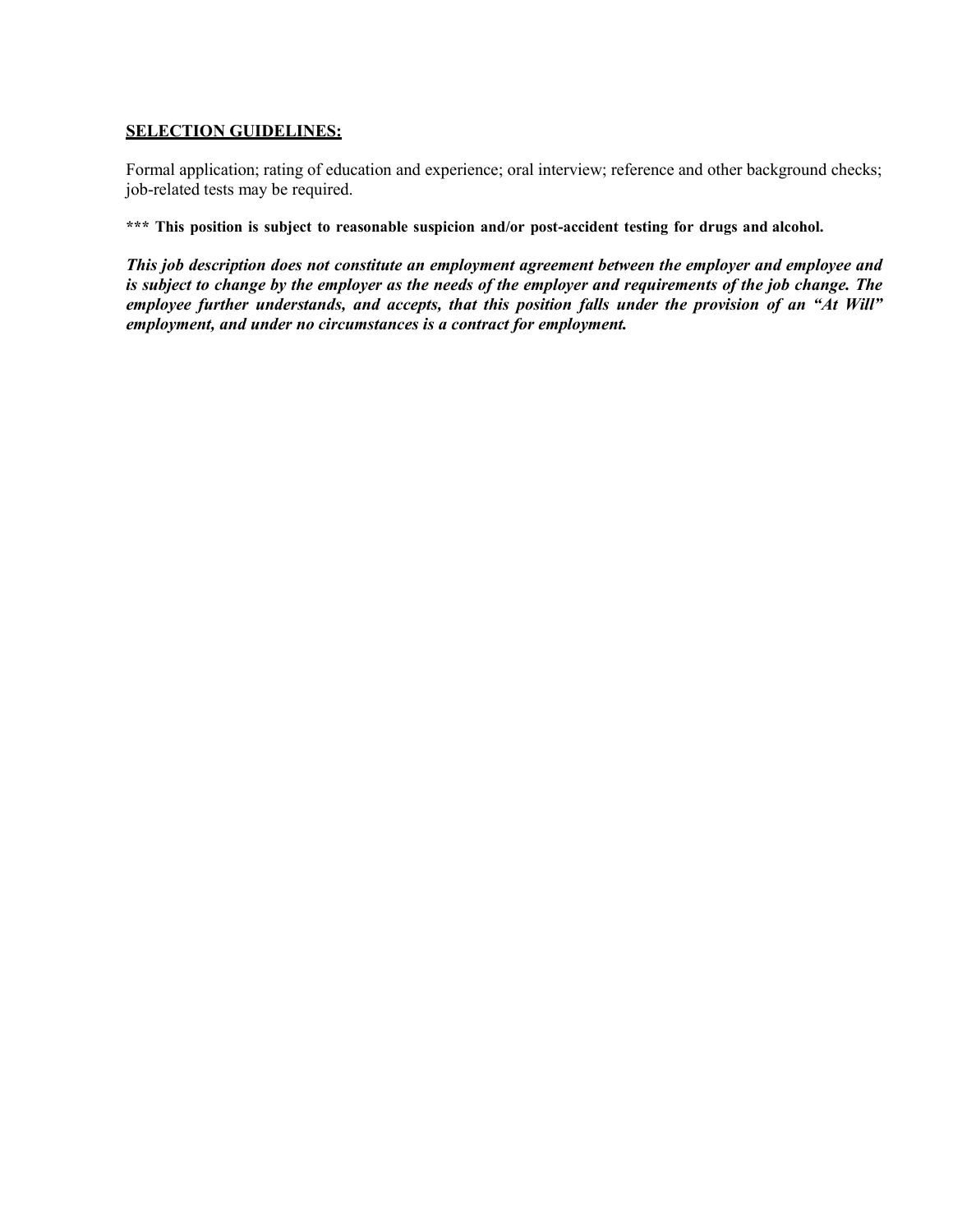## SELECTION GUIDELINES:

Formal application; rating of education and experience; oral interview; reference and other background checks; job-related tests may be required.

*** **This position is subject to reasonable suspicion and/or post-accident testing for drugs and alcohol.**

***This job description does not constitute an employment agreement between the employer and employee and is subject to change by the employer as the needs of the employer and requirements of the job change. The employee further understands, and accepts, that this position falls under the provision of an "At Will" employment, and under no circumstances is a contract for employment.***